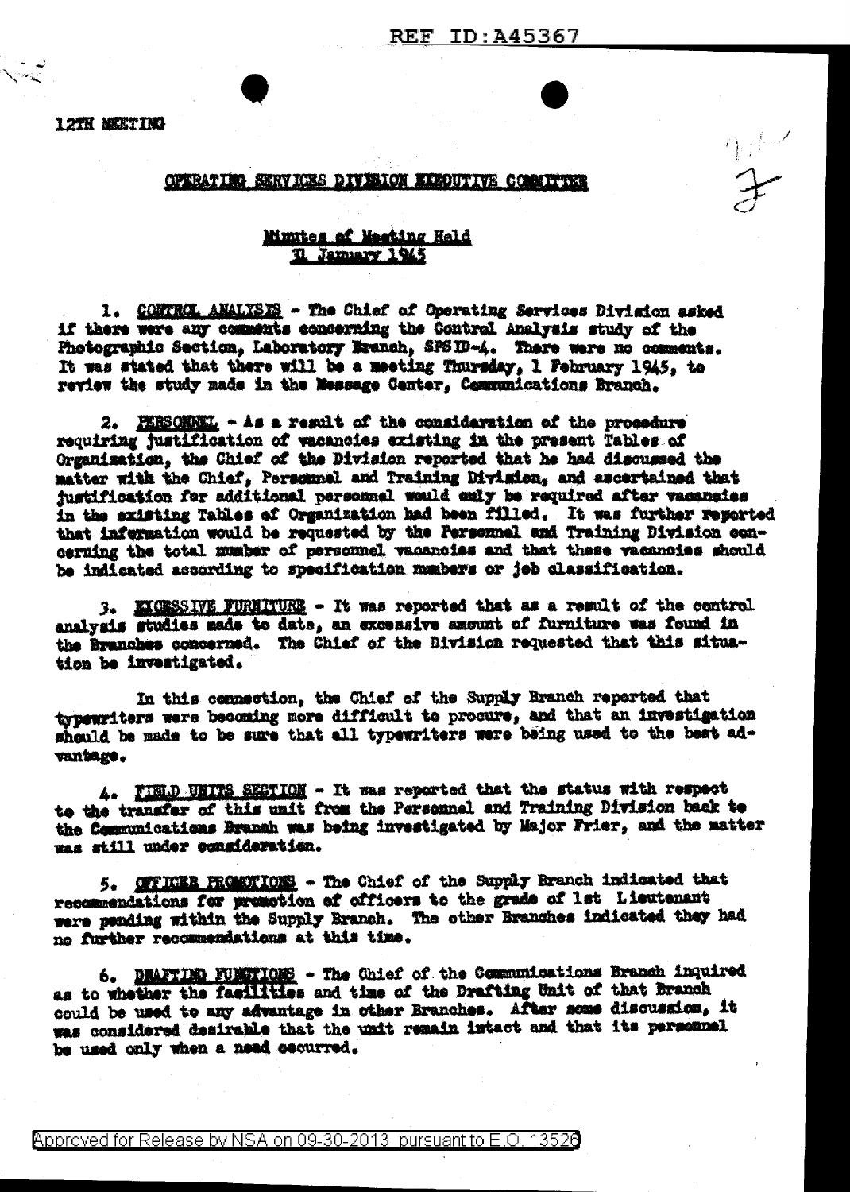12TH MEETING

OPERATING SERVICES DIVISION EXECUTIVE COMMITTEE

Minutes of Meeting Held
31 January 1945

1. CONTROL ANALYSIS - The Chief of Operating Services Division asked if there were any comments concerning the Control Analysis study of the Photographic Section, Laboratory Branch, SPSID-4. There were no comments. It was stated that there will be a meeting Thursday, 1 February 1945, to review the study made in the Message Center, Communications Branch.

2. PERSONNEL - As a result of the consideration of the procedure requiring justification of vacancies existing in the present Tables of Organization, the Chief of the Division reported that he had discussed the matter with the Chief, Personnel and Training Division, and ascertained that justification for additional personnel would only be required after vacancies in the existing Tables of Organization had been filled. It was further reported that information would be requested by the Personnel and Training Division concerning the total number of personnel vacancies and that these vacancies should be indicated according to specification numbers or job classification.

3. EXCESSIVE FURNITURE - It was reported that as a result of the control analysis studies made to date, an excessive amount of furniture was found in the Branches concerned. The Chief of the Division requested that this situation be investigated.

In this connection, the Chief of the Supply Branch reported that typewriters were becoming more difficult to procure, and that an investigation should be made to be sure that all typewriters were being used to the best advantage.

4. FIELD UNITS SECTION - It was reported that the status with respect to the transfer of this unit from the Personnel and Training Division back to the Communications Branch was being investigated by Major Frier, and the matter was still under consideration.

5. OFFICER PROMOTIONS - The Chief of the Supply Branch indicated that recommendations for promotion of officers to the grade of 1st Lieutenant were pending within the Supply Branch. The other Branches indicated they had no further recommendations at this time.

6. DRAFTING FUNCTIONS - The Chief of the Communications Branch inquired as to whether the facilities and time of the Drafting Unit of that Branch could be used to any advantage in other Branches. After some discussion, it was considered desirable that the unit remain intact and that its personnel be used only when a need occurred.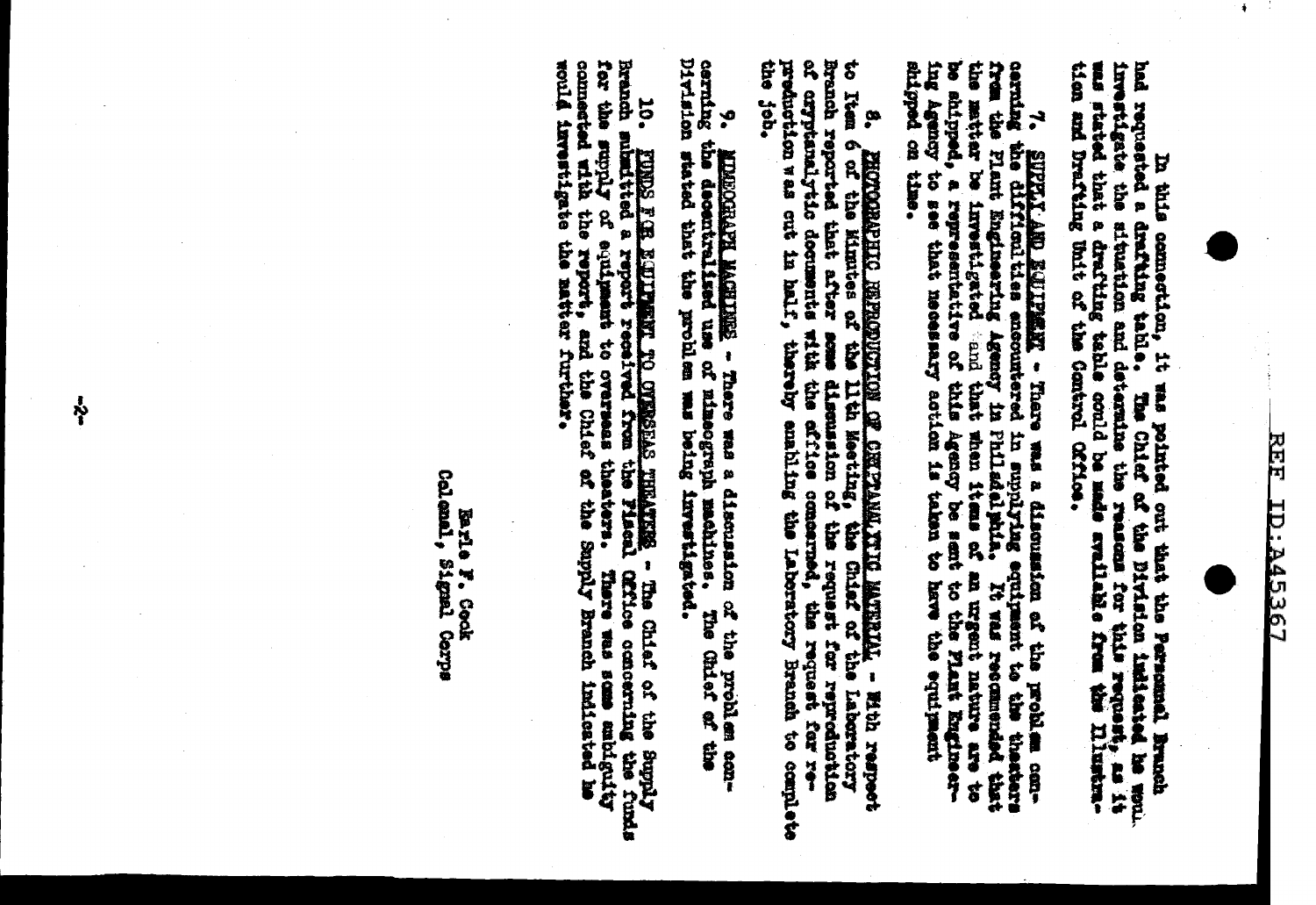REF ID:A45367

In this connection, it was pointed out that the Personnel Branch had requested a drafting table. The Chief of the Division indicated he would investigate the situation and determine the reasons for this request, as it was stated that a drafting table could be made available from the Illustration and Drafting Unit of the Central Office.

7. SUPPLY AND EQUIPMENT - There was a discussion of the problem concerning the difficulties encountered in supplying equipment to the theaters from the Plant Engineering Agency in Philadelphia. It was recommended that the matter be investigated and that when items of an urgent nature are to be shipped, a representative of this Agency be sent to the Plant Engineering Agency to see that necessary action is taken to have the equipment shipped on time.

8. PHOTOGRAPHIC REPRODUCTION OF CRYPTANALYTIC MATERIAL - With respect to Item 6 of the Minutes of the 11th Meeting, the Chief of the Laboratory Branch reported that after some discussion of the request for reproduction of cryptanalytic documents with the office concerned, the request for reproduction was cut in half, thereby enabling the Laboratory Branch to complete the job.

9. MIMEOGRAPH MACHINES - There was a discussion of the problem concerning the decentralized use of mimeograph machines. The Chief of the Division stated that the problem was being investigated.

10. FUNDS FOR EQUIPMENT TO OVERSEAS THEATERS - The Chief of the Supply Branch submitted a report received from the Fiscal Office concerning the funds for the supply of equipment to overseas theaters. There was some ambiguity connected with the report, and the Chief of the Supply Branch indicated he would investigate the matter further.

Earle F. Cook
Colonel, Signal Corps